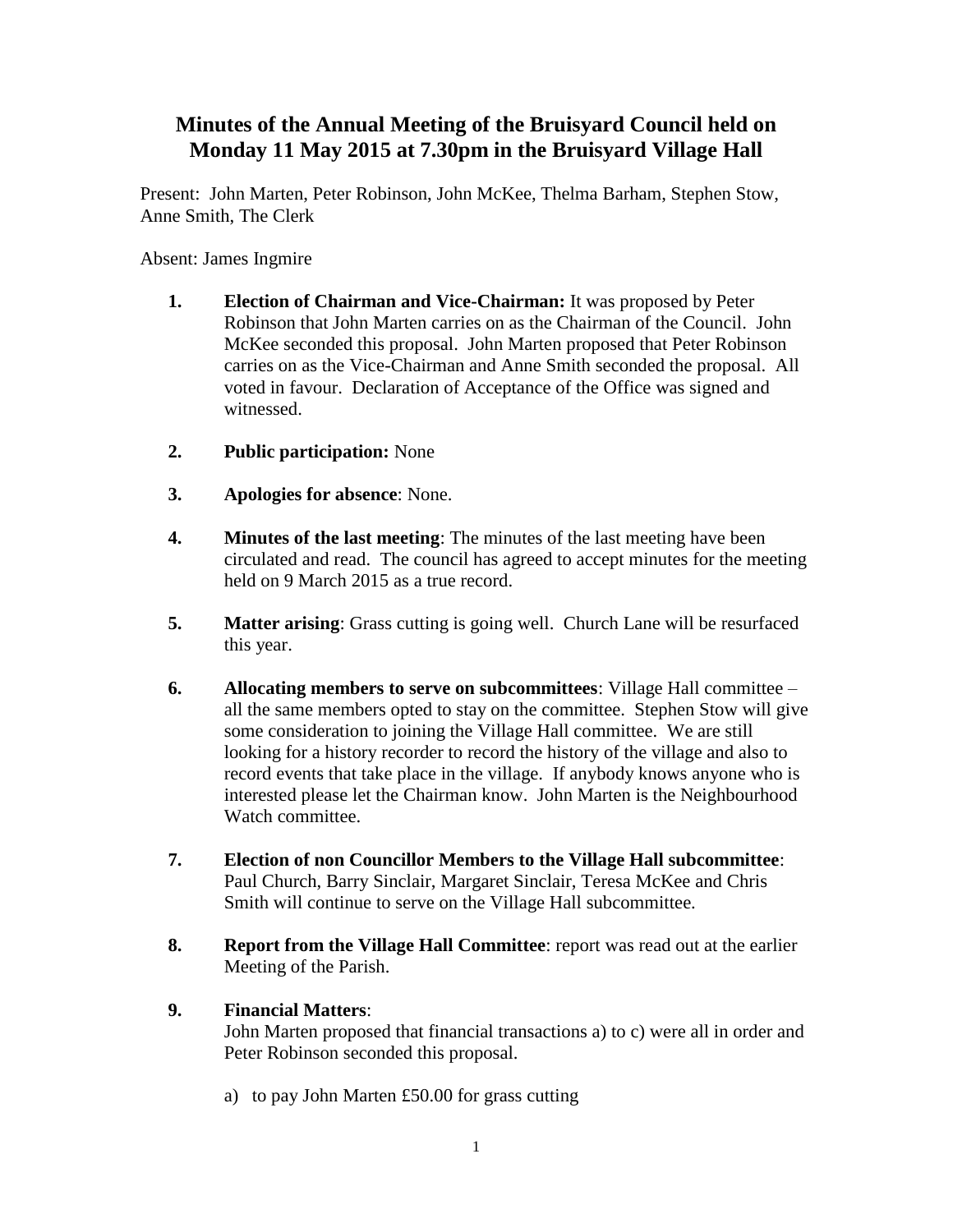# Minutes of the Annual Meeting of the Bruisyard Council held on Monday 11 May 2015 at 7.30pm in the Bruisyard Village Hall

Present: John Marten, Peter Robinson, John McKee, Thelma Barham, Stephen Stow, Anne Smith, The Clerk

Absent: James Ingmire

1. **Election of Chairman and Vice-Chairman:** It was proposed by Peter Robinson that John Marten carries on as the Chairman of the Council. John McKee seconded this proposal. John Marten proposed that Peter Robinson carries on as the Vice-Chairman and Anne Smith seconded the proposal. All voted in favour. Declaration of Acceptance of the Office was signed and witnessed.

2. **Public participation:** None

3. **Apologies for absence**: None.

4. **Minutes of the last meeting**: The minutes of the last meeting have been circulated and read. The council has agreed to accept minutes for the meeting held on 9 March 2015 as a true record.

5. **Matter arising**: Grass cutting is going well. Church Lane will be resurfaced this year.

6. **Allocating members to serve on subcommittees**: Village Hall committee – all the same members opted to stay on the committee. Stephen Stow will give some consideration to joining the Village Hall committee. We are still looking for a history recorder to record the history of the village and also to record events that take place in the village. If anybody knows anyone who is interested please let the Chairman know. John Marten is the Neighbourhood Watch committee.

7. **Election of non Councillor Members to the Village Hall subcommittee**: Paul Church, Barry Sinclair, Margaret Sinclair, Teresa McKee and Chris Smith will continue to serve on the Village Hall subcommittee.

8. **Report from the Village Hall Committee**: report was read out at the earlier Meeting of the Parish.

9. **Financial Matters**:
   John Marten proposed that financial transactions a) to c) were all in order and Peter Robinson seconded this proposal.

   a) to pay John Marten £50.00 for grass cutting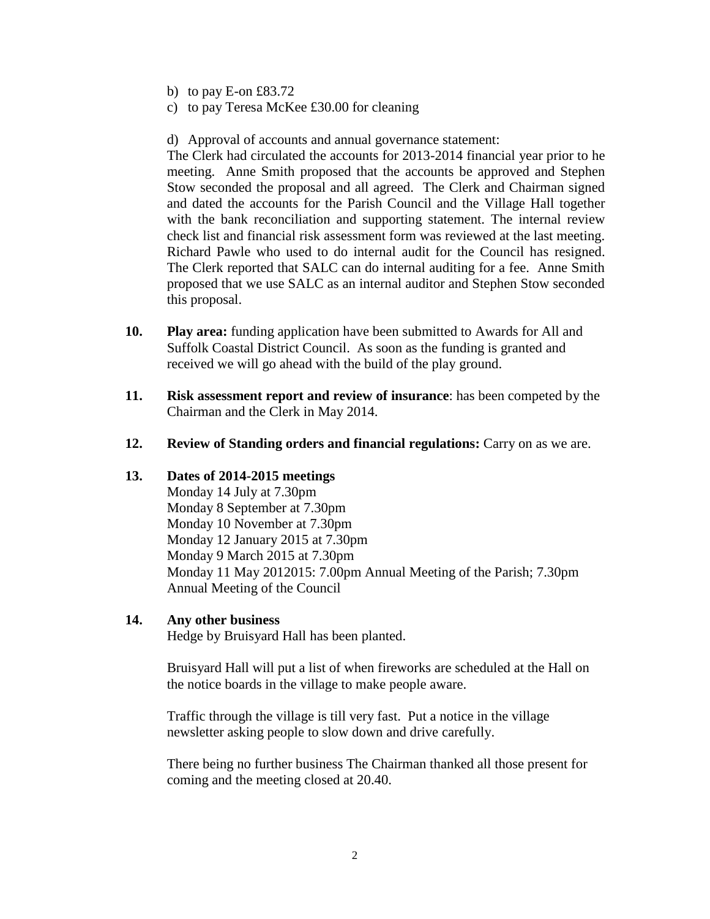b) to pay E-on £83.72
c) to pay Teresa McKee £30.00 for cleaning

d) Approval of accounts and annual governance statement:
The Clerk had circulated the accounts for 2013-2014 financial year prior to he meeting. Anne Smith proposed that the accounts be approved and Stephen Stow seconded the proposal and all agreed. The Clerk and Chairman signed and dated the accounts for the Parish Council and the Village Hall together with the bank reconciliation and supporting statement. The internal review check list and financial risk assessment form was reviewed at the last meeting. Richard Pawle who used to do internal audit for the Council has resigned. The Clerk reported that SALC can do internal auditing for a fee. Anne Smith proposed that we use SALC as an internal auditor and Stephen Stow seconded this proposal.

**10. Play area:** funding application have been submitted to Awards for All and Suffolk Coastal District Council. As soon as the funding is granted and received we will go ahead with the build of the play ground.

**11. Risk assessment report and review of insurance**: has been competed by the Chairman and the Clerk in May 2014.

**12. Review of Standing orders and financial regulations:** Carry on as we are.

**13. Dates of 2014-2015 meetings**

Monday 14 July at 7.30pm
Monday 8 September at 7.30pm
Monday 10 November at 7.30pm
Monday 12 January 2015 at 7.30pm
Monday 9 March 2015 at 7.30pm
Monday 11 May 2012015: 7.00pm Annual Meeting of the Parish; 7.30pm Annual Meeting of the Council

**14. Any other business**

Hedge by Bruisyard Hall has been planted.

Bruisyard Hall will put a list of when fireworks are scheduled at the Hall on the notice boards in the village to make people aware.

Traffic through the village is till very fast. Put a notice in the village newsletter asking people to slow down and drive carefully.

There being no further business The Chairman thanked all those present for coming and the meeting closed at 20.40.